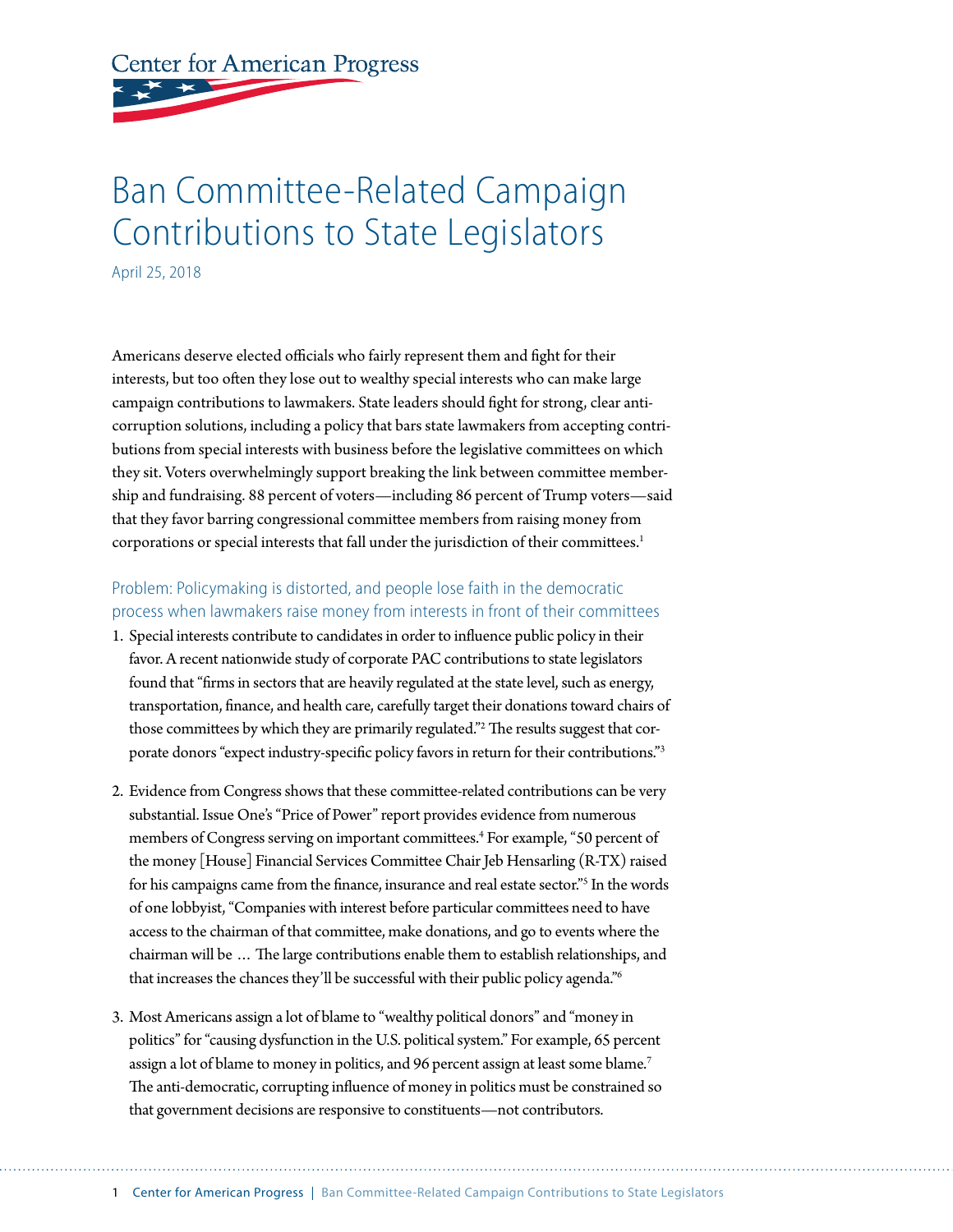Center for American Progress

# Ban Committee-Related Campaign Contributions to State Legislators

April 25, 2018

Americans deserve elected officials who fairly represent them and fight for their interests, but too often they lose out to wealthy special interests who can make large campaign contributions to lawmakers. State leaders should fight for strong, clear anti-corruption solutions, including a policy that bars state lawmakers from accepting contributions from special interests with business before the legislative committees on which they sit. Voters overwhelmingly support breaking the link between committee membership and fundraising. 88 percent of voters—including 86 percent of Trump voters—said that they favor barring congressional committee members from raising money from corporations or special interests that fall under the jurisdiction of their committees.[1]

## Problem: Policymaking is distorted, and people lose faith in the democratic process when lawmakers raise money from interests in front of their committees

1. Special interests contribute to candidates in order to influence public policy in their favor. A recent nationwide study of corporate PAC contributions to state legislators found that "firms in sectors that are heavily regulated at the state level, such as energy, transportation, finance, and health care, carefully target their donations toward chairs of those committees by which they are primarily regulated."[2] The results suggest that corporate donors "expect industry-specific policy favors in return for their contributions."[3]

2. Evidence from Congress shows that these committee-related contributions can be very substantial. Issue One's "Price of Power" report provides evidence from numerous members of Congress serving on important committees.[4] For example, "50 percent of the money [House] Financial Services Committee Chair Jeb Hensarling (R-TX) raised for his campaigns came from the finance, insurance and real estate sector."[5] In the words of one lobbyist, "Companies with interest before particular committees need to have access to the chairman of that committee, make donations, and go to events where the chairman will be … The large contributions enable them to establish relationships, and that increases the chances they'll be successful with their public policy agenda."[6]

3. Most Americans assign a lot of blame to "wealthy political donors" and "money in politics" for "causing dysfunction in the U.S. political system." For example, 65 percent assign a lot of blame to money in politics, and 96 percent assign at least some blame.[7] The anti-democratic, corrupting influence of money in politics must be constrained so that government decisions are responsive to constituents—not contributors.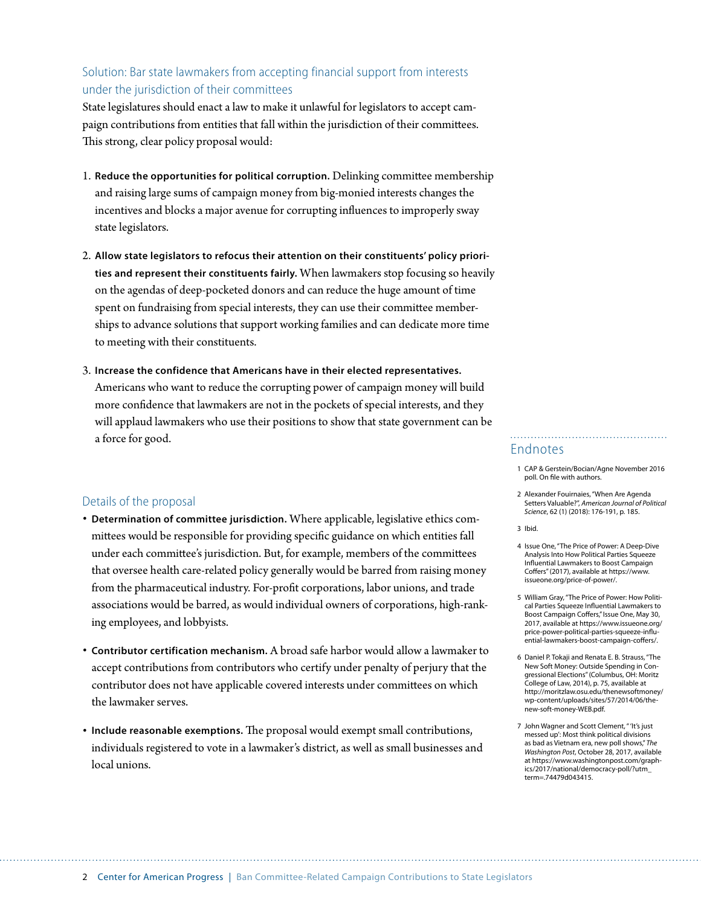## Solution: Bar state lawmakers from accepting financial support from interests under the jurisdiction of their committees

State legislatures should enact a law to make it unlawful for legislators to accept campaign contributions from entities that fall within the jurisdiction of their committees. This strong, clear policy proposal would:

1. **Reduce the opportunities for political corruption.** Delinking committee membership and raising large sums of campaign money from big-monied interests changes the incentives and blocks a major avenue for corrupting influences to improperly sway state legislators.

2. **Allow state legislators to refocus their attention on their constituents' policy priorities and represent their constituents fairly.** When lawmakers stop focusing so heavily on the agendas of deep-pocketed donors and can reduce the huge amount of time spent on fundraising from special interests, they can use their committee memberships to advance solutions that support working families and can dedicate more time to meeting with their constituents.

3. **Increase the confidence that Americans have in their elected representatives.** Americans who want to reduce the corrupting power of campaign money will build more confidence that lawmakers are not in the pockets of special interests, and they will applaud lawmakers who use their positions to show that state government can be a force for good.

## Details of the proposal

- **Determination of committee jurisdiction.** Where applicable, legislative ethics committees would be responsible for providing specific guidance on which entities fall under each committee's jurisdiction. But, for example, members of the committees that oversee health care-related policy generally would be barred from raising money from the pharmaceutical industry. For-profit corporations, labor unions, and trade associations would be barred, as would individual owners of corporations, high-ranking employees, and lobbyists.

- **Contributor certification mechanism.** A broad safe harbor would allow a lawmaker to accept contributions from contributors who certify under penalty of perjury that the contributor does not have applicable covered interests under committees on which the lawmaker serves.

- **Include reasonable exemptions.** The proposal would exempt small contributions, individuals registered to vote in a lawmaker's district, as well as small businesses and local unions.

## Endnotes

1. CAP & Gerstein/Bocian/Agne November 2016 poll. On file with authors.

2. Alexander Fouirnaies, "When Are Agenda Setters Valuable?", *American Journal of Political Science*, 62 (1) (2018): 176-191, p. 185.

3. Ibid.

4. Issue One, "The Price of Power: A Deep-Dive Analysis Into How Political Parties Squeeze Influential Lawmakers to Boost Campaign Coffers" (2017), available at https://www.issueone.org/price-of-power/.

5. William Gray, "The Price of Power: How Political Parties Squeeze Influential Lawmakers to Boost Campaign Coffers," Issue One, May 30, 2017, available at https://www.issueone.org/price-power-political-parties-squeeze-influential-lawmakers-boost-campaign-coffers/.

6. Daniel P. Tokaji and Renata E. B. Strauss, "The New Soft Money: Outside Spending in Congressional Elections" (Columbus, OH: Moritz College of Law, 2014), p. 75, available at http://moritzlaw.osu.edu/thenewsoftmoney/wp-content/uploads/sites/57/2014/06/the-new-soft-money-WEB.pdf.

7. John Wagner and Scott Clement, "'It's just messed up': Most think political divisions as bad as Vietnam era, new poll shows," *The Washington Post*, October 28, 2017, available at https://www.washingtonpost.com/graphics/2017/national/democracy-poll/?utm_term=.74479d043415.